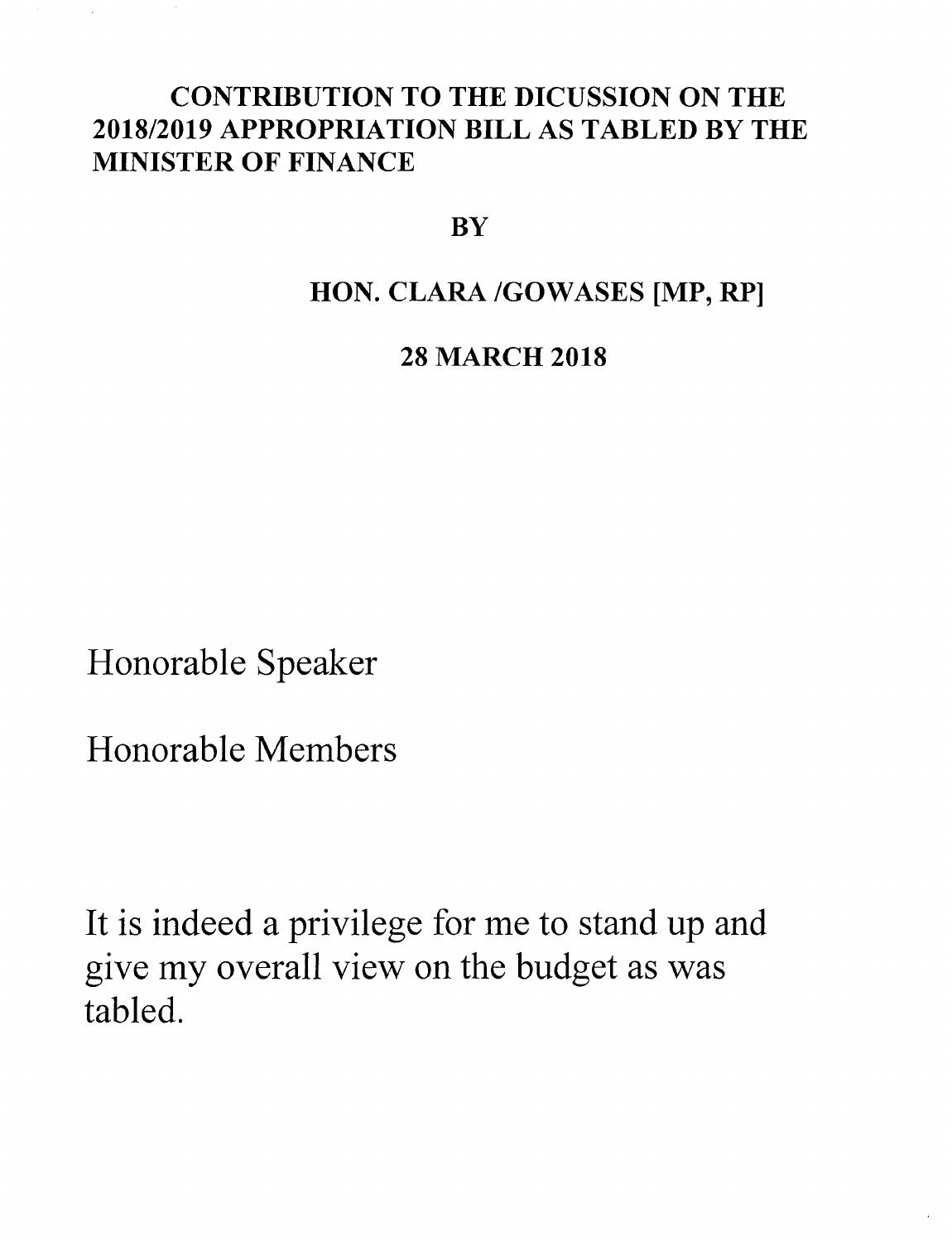**CONTRIBUTION TO THE DICUSSION ON THE 2018/2019 APPROPRIATION BILL AS TABLED BY THE MINISTER OF FINANCE**

**BY**

**HON. CLARA /GOWASES [MP, RP]**

**28 MARCH 2018**

Honorable Speaker

Honorable Members

It is indeed a privilege for me to stand up and give my overall view on the budget as was tabled.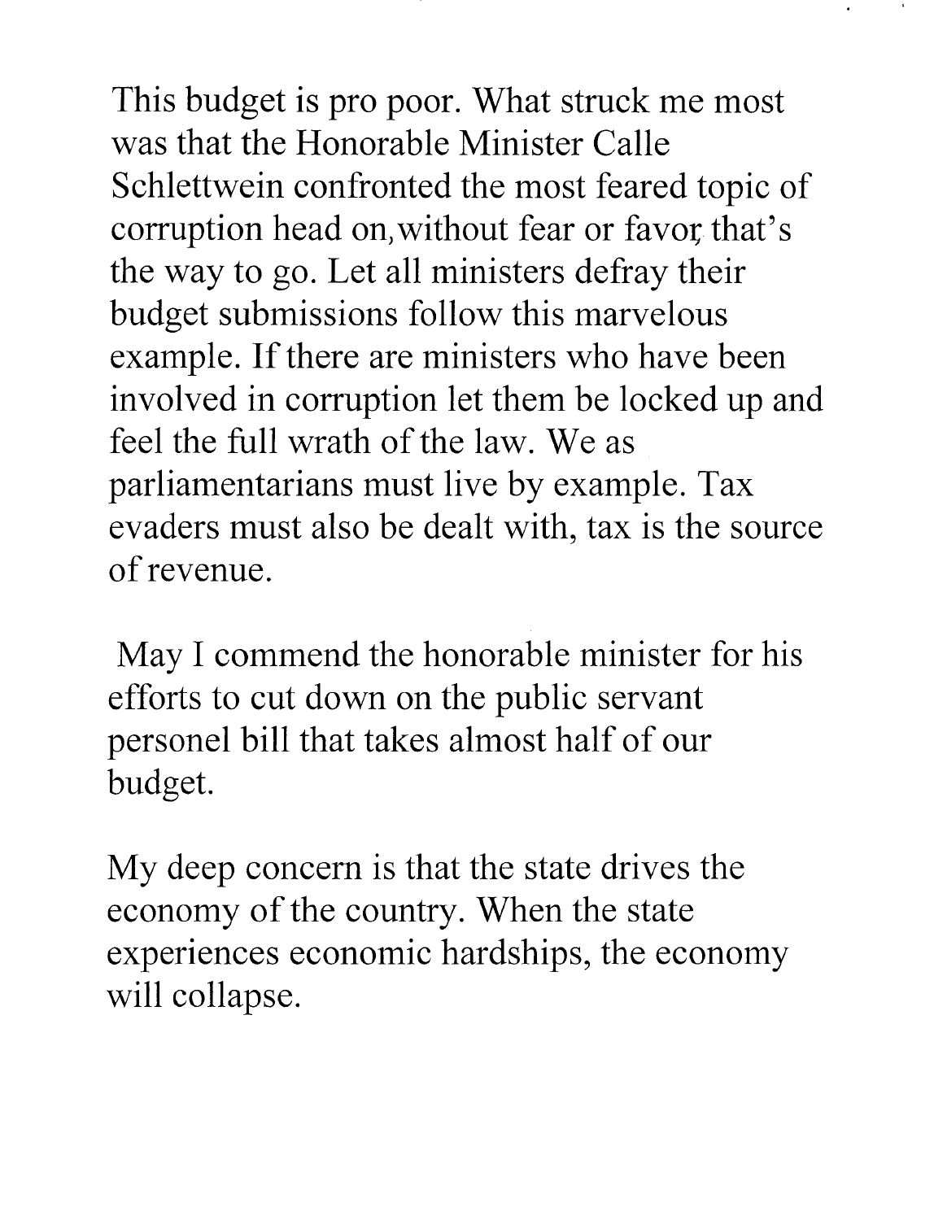This budget is pro poor. What struck me most was that the Honorable Minister Calle Schlettwein confronted the most feared topic of corruption head on, without fear or favor, that's the way to go. Let all ministers defray their budget submissions follow this marvelous example. If there are ministers who have been involved in corruption let them be locked up and feel the full wrath of the law. We as parliamentarians must live by example. Tax evaders must also be dealt with, tax is the source of revenue.

May I commend the honorable minister for his efforts to cut down on the public servant personel bill that takes almost half of our budget.

My deep concern is that the state drives the economy of the country. When the state experiences economic hardships, the economy will collapse.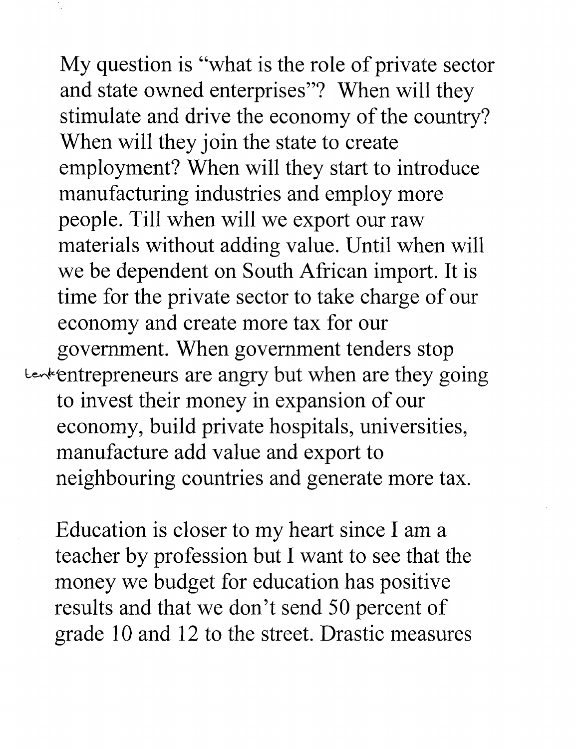My question is "what is the role of private sector and state owned enterprises"? When will they stimulate and drive the economy of the country? When will they join the state to create employment? When will they start to introduce manufacturing industries and employ more people. Till when will we export our raw materials without adding value. Until when will we be dependent on South African import. It is time for the private sector to take charge of our economy and create more tax for our government. When government tenders stop tender entrepreneurs are angry but when are they going to invest their money in expansion of our economy, build private hospitals, universities, manufacture add value and export to neighbouring countries and generate more tax.

Education is closer to my heart since I am a teacher by profession but I want to see that the money we budget for education has positive results and that we don't send 50 percent of grade 10 and 12 to the street. Drastic measures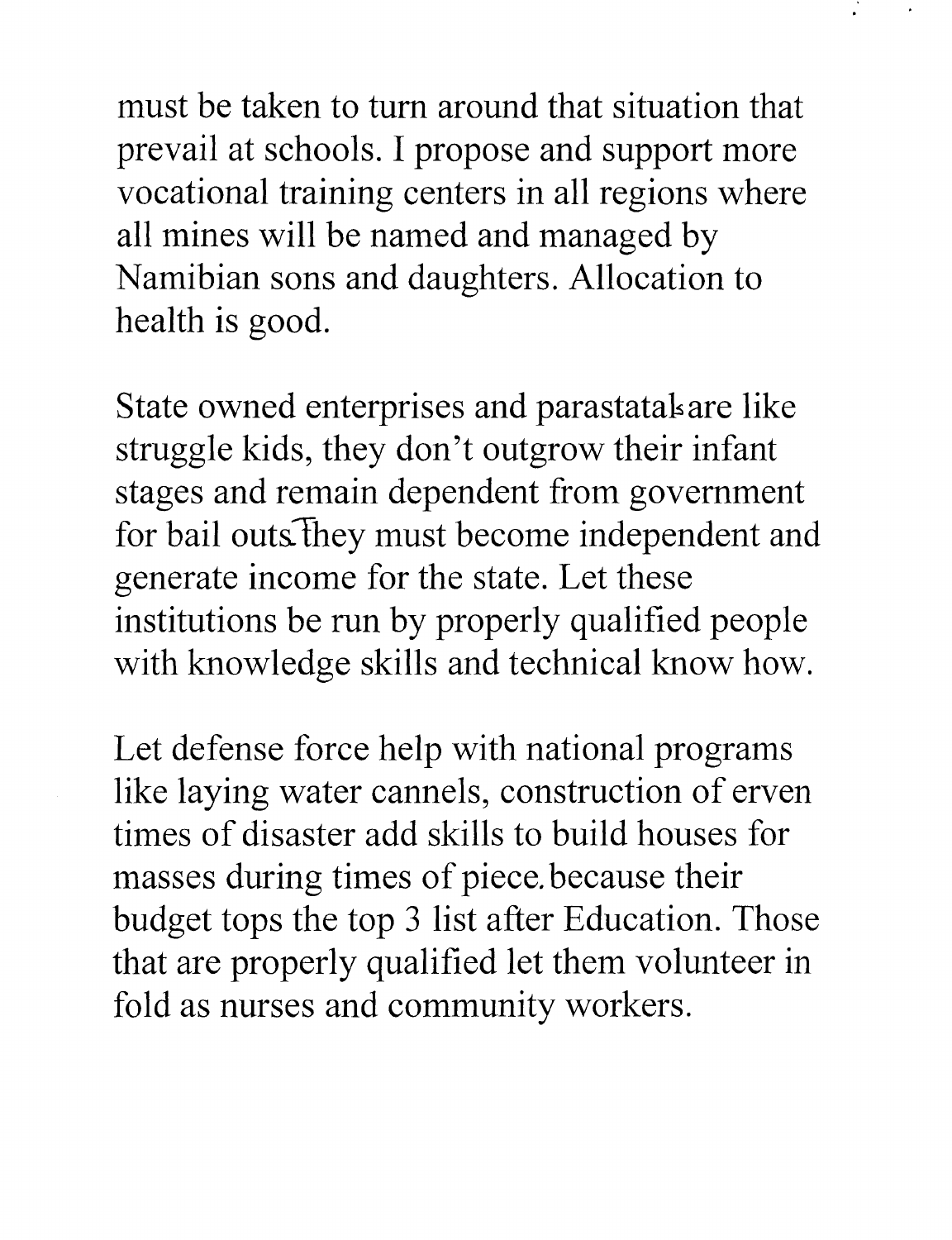must be taken to turn around that situation that prevail at schools. I propose and support more vocational training centers in all regions where all mines will be named and managed by Namibian sons and daughters. Allocation to health is good.

State owned enterprises and parastatals are like struggle kids, they don't outgrow their infant stages and remain dependent from government for bail outs. They must become independent and generate income for the state. Let these institutions be run by properly qualified people with knowledge skills and technical know how.

Let defense force help with national programs like laying water cannels, construction of erven times of disaster add skills to build houses for masses during times of piece. because their budget tops the top 3 list after Education. Those that are properly qualified let them volunteer in fold as nurses and community workers.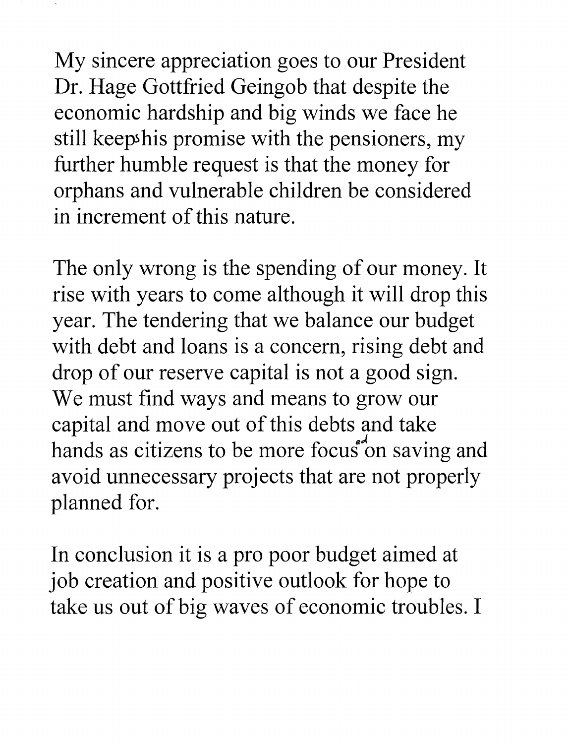My sincere appreciation goes to our President Dr. Hage Gottfried Geingob that despite the economic hardship and big winds we face he still keeps his promise with the pensioners, my further humble request is that the money for orphans and vulnerable children be considered in increment of this nature.

The only wrong is the spending of our money. It rise with years to come although it will drop this year. The tendering that we balance our budget with debt and loans is a concern, rising debt and drop of our reserve capital is not a good sign. We must find ways and means to grow our capital and move out of this debts and take hands as citizens to be more focused on saving and avoid unnecessary projects that are not properly planned for.

In conclusion it is a pro poor budget aimed at job creation and positive outlook for hope to take us out of big waves of economic troubles. I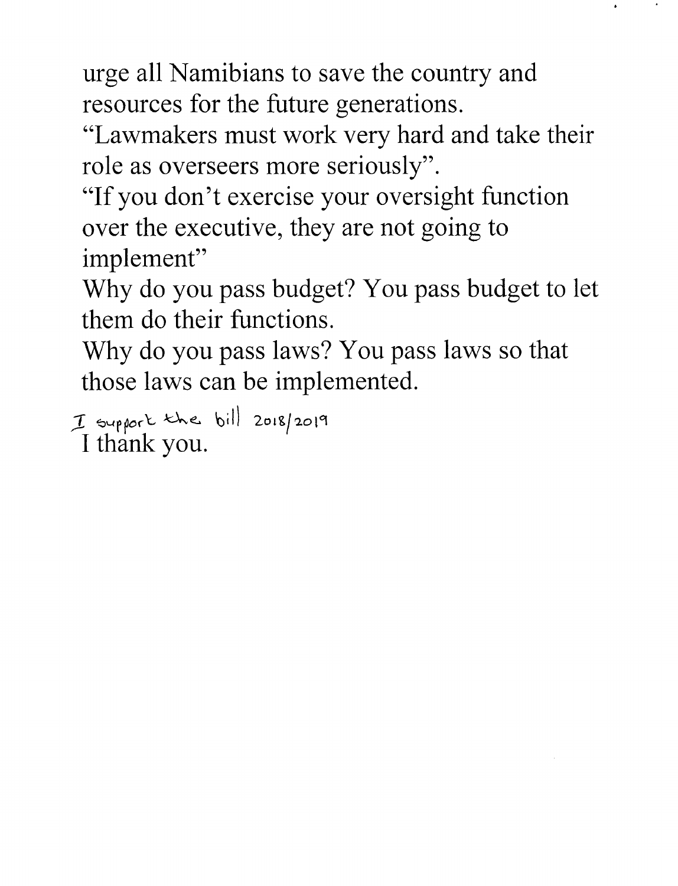urge all Namibians to save the country and resources for the future generations.

"Lawmakers must work very hard and take their role as overseers more seriously".

"If you don't exercise your oversight function over the executive, they are not going to implement"

Why do you pass budget? You pass budget to let them do their functions.

Why do you pass laws? You pass laws so that those laws can be implemented.

I support the bill 2018/2019

I thank you.